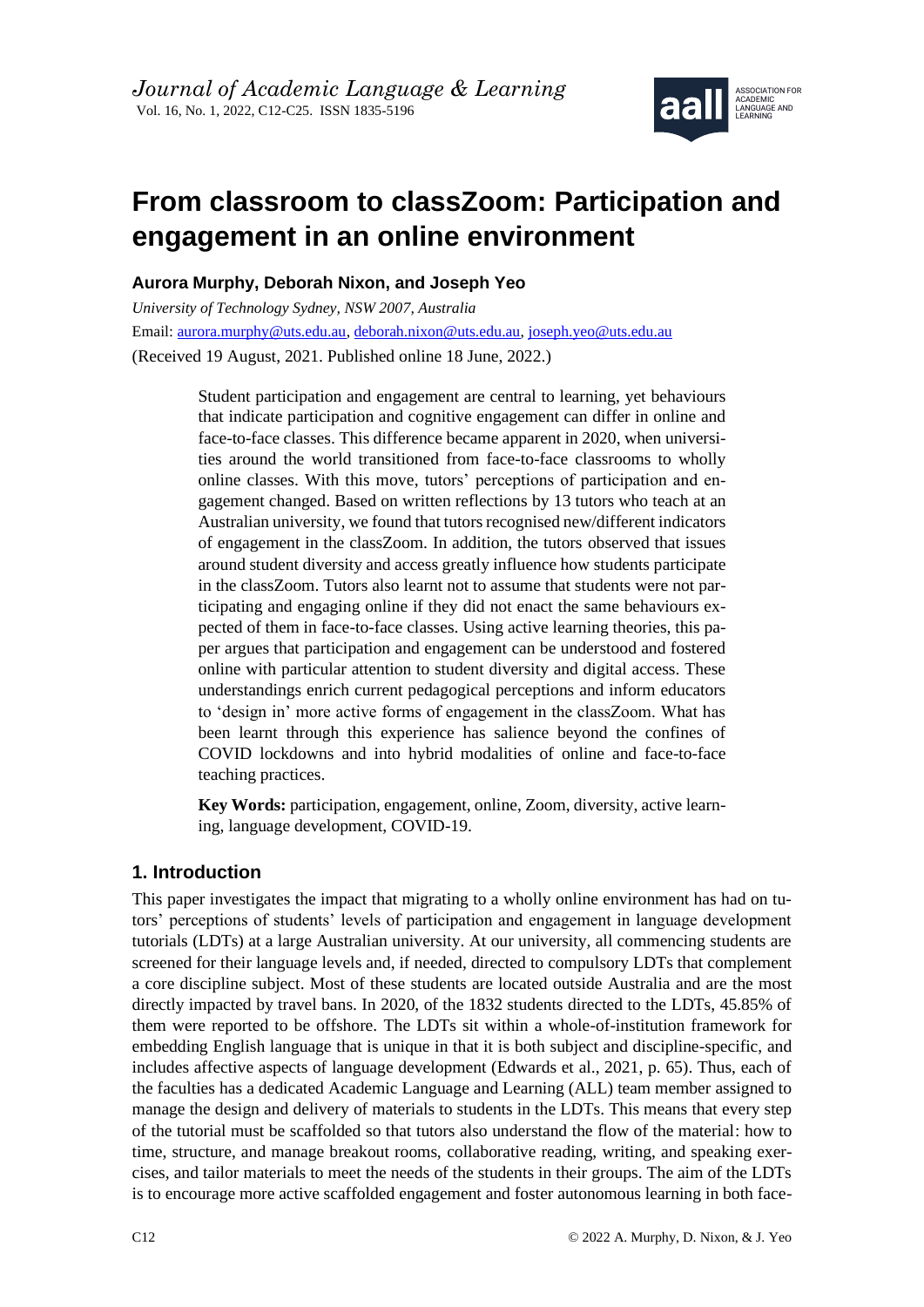*Journal of Academic Language & Learning*
Vol. 16, No. 1, 2022, C12-C25. ISSN 1835-5196

# From classroom to classZoom: Participation and engagement in an online environment

**Aurora Murphy, Deborah Nixon, and Joseph Yeo**

*University of Technology Sydney, NSW 2007, Australia*

Email: aurora.murphy@uts.edu.au, deborah.nixon@uts.edu.au, joseph.yeo@uts.edu.au

(Received 19 August, 2021. Published online 18 June, 2022.)

> Student participation and engagement are central to learning, yet behaviours that indicate participation and cognitive engagement can differ in online and face-to-face classes. This difference became apparent in 2020, when universities around the world transitioned from face-to-face classrooms to wholly online classes. With this move, tutors' perceptions of participation and engagement changed. Based on written reflections by 13 tutors who teach at an Australian university, we found that tutors recognised new/different indicators of engagement in the classZoom. In addition, the tutors observed that issues around student diversity and access greatly influence how students participate in the classZoom. Tutors also learnt not to assume that students were not participating and engaging online if they did not enact the same behaviours expected of them in face-to-face classes. Using active learning theories, this paper argues that participation and engagement can be understood and fostered online with particular attention to student diversity and digital access. These understandings enrich current pedagogical perceptions and inform educators to 'design in' more active forms of engagement in the classZoom. What has been learnt through this experience has salience beyond the confines of COVID lockdowns and into hybrid modalities of online and face-to-face teaching practices.
>
> **Key Words:** participation, engagement, online, Zoom, diversity, active learning, language development, COVID-19.

## 1. Introduction

This paper investigates the impact that migrating to a wholly online environment has had on tutors' perceptions of students' levels of participation and engagement in language development tutorials (LDTs) at a large Australian university. At our university, all commencing students are screened for their language levels and, if needed, directed to compulsory LDTs that complement a core discipline subject. Most of these students are located outside Australia and are the most directly impacted by travel bans. In 2020, of the 1832 students directed to the LDTs, 45.85% of them were reported to be offshore. The LDTs sit within a whole-of-institution framework for embedding English language that is unique in that it is both subject and discipline-specific, and includes affective aspects of language development (Edwards et al., 2021, p. 65). Thus, each of the faculties has a dedicated Academic Language and Learning (ALL) team member assigned to manage the design and delivery of materials to students in the LDTs. This means that every step of the tutorial must be scaffolded so that tutors also understand the flow of the material: how to time, structure, and manage breakout rooms, collaborative reading, writing, and speaking exercises, and tailor materials to meet the needs of the students in their groups. The aim of the LDTs is to encourage more active scaffolded engagement and foster autonomous learning in both face-

© 2022 A. Murphy, D. Nixon, & J. Yeo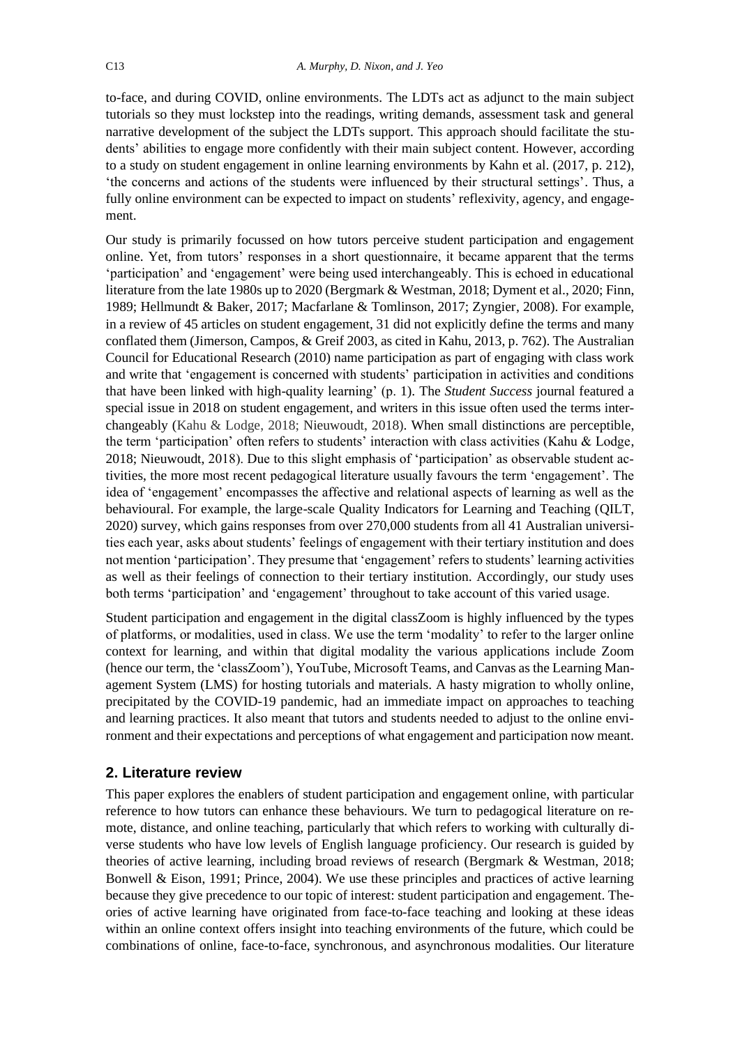to-face, and during COVID, online environments. The LDTs act as adjunct to the main subject tutorials so they must lockstep into the readings, writing demands, assessment task and general narrative development of the subject the LDTs support. This approach should facilitate the students' abilities to engage more confidently with their main subject content. However, according to a study on student engagement in online learning environments by Kahn et al. (2017, p. 212), 'the concerns and actions of the students were influenced by their structural settings'. Thus, a fully online environment can be expected to impact on students' reflexivity, agency, and engagement.

Our study is primarily focussed on how tutors perceive student participation and engagement online. Yet, from tutors' responses in a short questionnaire, it became apparent that the terms 'participation' and 'engagement' were being used interchangeably. This is echoed in educational literature from the late 1980s up to 2020 (Bergmark & Westman, 2018; Dyment et al., 2020; Finn, 1989; Hellmundt & Baker, 2017; Macfarlane & Tomlinson, 2017; Zyngier, 2008). For example, in a review of 45 articles on student engagement, 31 did not explicitly define the terms and many conflated them (Jimerson, Campos, & Greif 2003, as cited in Kahu, 2013, p. 762). The Australian Council for Educational Research (2010) name participation as part of engaging with class work and write that 'engagement is concerned with students' participation in activities and conditions that have been linked with high-quality learning' (p. 1). The *Student Success* journal featured a special issue in 2018 on student engagement, and writers in this issue often used the terms interchangeably (Kahu & Lodge, 2018; Nieuwoudt, 2018). When small distinctions are perceptible, the term 'participation' often refers to students' interaction with class activities (Kahu & Lodge, 2018; Nieuwoudt, 2018). Due to this slight emphasis of 'participation' as observable student activities, the more most recent pedagogical literature usually favours the term 'engagement'. The idea of 'engagement' encompasses the affective and relational aspects of learning as well as the behavioural. For example, the large-scale Quality Indicators for Learning and Teaching (QILT, 2020) survey, which gains responses from over 270,000 students from all 41 Australian universities each year, asks about students' feelings of engagement with their tertiary institution and does not mention 'participation'. They presume that 'engagement' refers to students' learning activities as well as their feelings of connection to their tertiary institution. Accordingly, our study uses both terms 'participation' and 'engagement' throughout to take account of this varied usage.

Student participation and engagement in the digital classZoom is highly influenced by the types of platforms, or modalities, used in class. We use the term 'modality' to refer to the larger online context for learning, and within that digital modality the various applications include Zoom (hence our term, the 'classZoom'), YouTube, Microsoft Teams, and Canvas as the Learning Management System (LMS) for hosting tutorials and materials. A hasty migration to wholly online, precipitated by the COVID-19 pandemic, had an immediate impact on approaches to teaching and learning practices. It also meant that tutors and students needed to adjust to the online environment and their expectations and perceptions of what engagement and participation now meant.

## 2. Literature review

This paper explores the enablers of student participation and engagement online, with particular reference to how tutors can enhance these behaviours. We turn to pedagogical literature on remote, distance, and online teaching, particularly that which refers to working with culturally diverse students who have low levels of English language proficiency. Our research is guided by theories of active learning, including broad reviews of research (Bergmark & Westman, 2018; Bonwell & Eison, 1991; Prince, 2004). We use these principles and practices of active learning because they give precedence to our topic of interest: student participation and engagement. Theories of active learning have originated from face-to-face teaching and looking at these ideas within an online context offers insight into teaching environments of the future, which could be combinations of online, face-to-face, synchronous, and asynchronous modalities. Our literature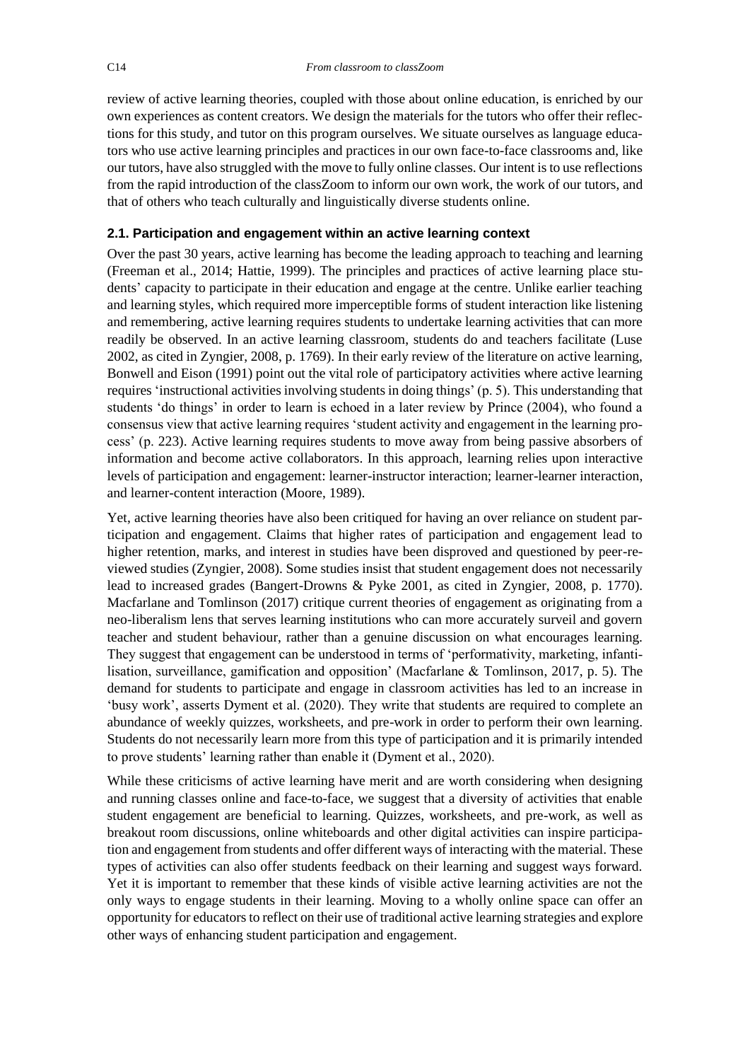review of active learning theories, coupled with those about online education, is enriched by our own experiences as content creators. We design the materials for the tutors who offer their reflections for this study, and tutor on this program ourselves. We situate ourselves as language educators who use active learning principles and practices in our own face-to-face classrooms and, like our tutors, have also struggled with the move to fully online classes. Our intent is to use reflections from the rapid introduction of the classZoom to inform our own work, the work of our tutors, and that of others who teach culturally and linguistically diverse students online.

### 2.1. Participation and engagement within an active learning context

Over the past 30 years, active learning has become the leading approach to teaching and learning (Freeman et al., 2014; Hattie, 1999). The principles and practices of active learning place students' capacity to participate in their education and engage at the centre. Unlike earlier teaching and learning styles, which required more imperceptible forms of student interaction like listening and remembering, active learning requires students to undertake learning activities that can more readily be observed. In an active learning classroom, students do and teachers facilitate (Luse 2002, as cited in Zyngier, 2008, p. 1769). In their early review of the literature on active learning, Bonwell and Eison (1991) point out the vital role of participatory activities where active learning requires 'instructional activities involving students in doing things' (p. 5). This understanding that students 'do things' in order to learn is echoed in a later review by Prince (2004), who found a consensus view that active learning requires 'student activity and engagement in the learning process' (p. 223). Active learning requires students to move away from being passive absorbers of information and become active collaborators. In this approach, learning relies upon interactive levels of participation and engagement: learner-instructor interaction; learner-learner interaction, and learner-content interaction (Moore, 1989).

Yet, active learning theories have also been critiqued for having an over reliance on student participation and engagement. Claims that higher rates of participation and engagement lead to higher retention, marks, and interest in studies have been disproved and questioned by peer-reviewed studies (Zyngier, 2008). Some studies insist that student engagement does not necessarily lead to increased grades (Bangert-Drowns & Pyke 2001, as cited in Zyngier, 2008, p. 1770). Macfarlane and Tomlinson (2017) critique current theories of engagement as originating from a neo-liberalism lens that serves learning institutions who can more accurately surveil and govern teacher and student behaviour, rather than a genuine discussion on what encourages learning. They suggest that engagement can be understood in terms of 'performativity, marketing, infantilisation, surveillance, gamification and opposition' (Macfarlane & Tomlinson, 2017, p. 5). The demand for students to participate and engage in classroom activities has led to an increase in 'busy work', asserts Dyment et al. (2020). They write that students are required to complete an abundance of weekly quizzes, worksheets, and pre-work in order to perform their own learning. Students do not necessarily learn more from this type of participation and it is primarily intended to prove students' learning rather than enable it (Dyment et al., 2020).

While these criticisms of active learning have merit and are worth considering when designing and running classes online and face-to-face, we suggest that a diversity of activities that enable student engagement are beneficial to learning. Quizzes, worksheets, and pre-work, as well as breakout room discussions, online whiteboards and other digital activities can inspire participation and engagement from students and offer different ways of interacting with the material. These types of activities can also offer students feedback on their learning and suggest ways forward. Yet it is important to remember that these kinds of visible active learning activities are not the only ways to engage students in their learning. Moving to a wholly online space can offer an opportunity for educators to reflect on their use of traditional active learning strategies and explore other ways of enhancing student participation and engagement.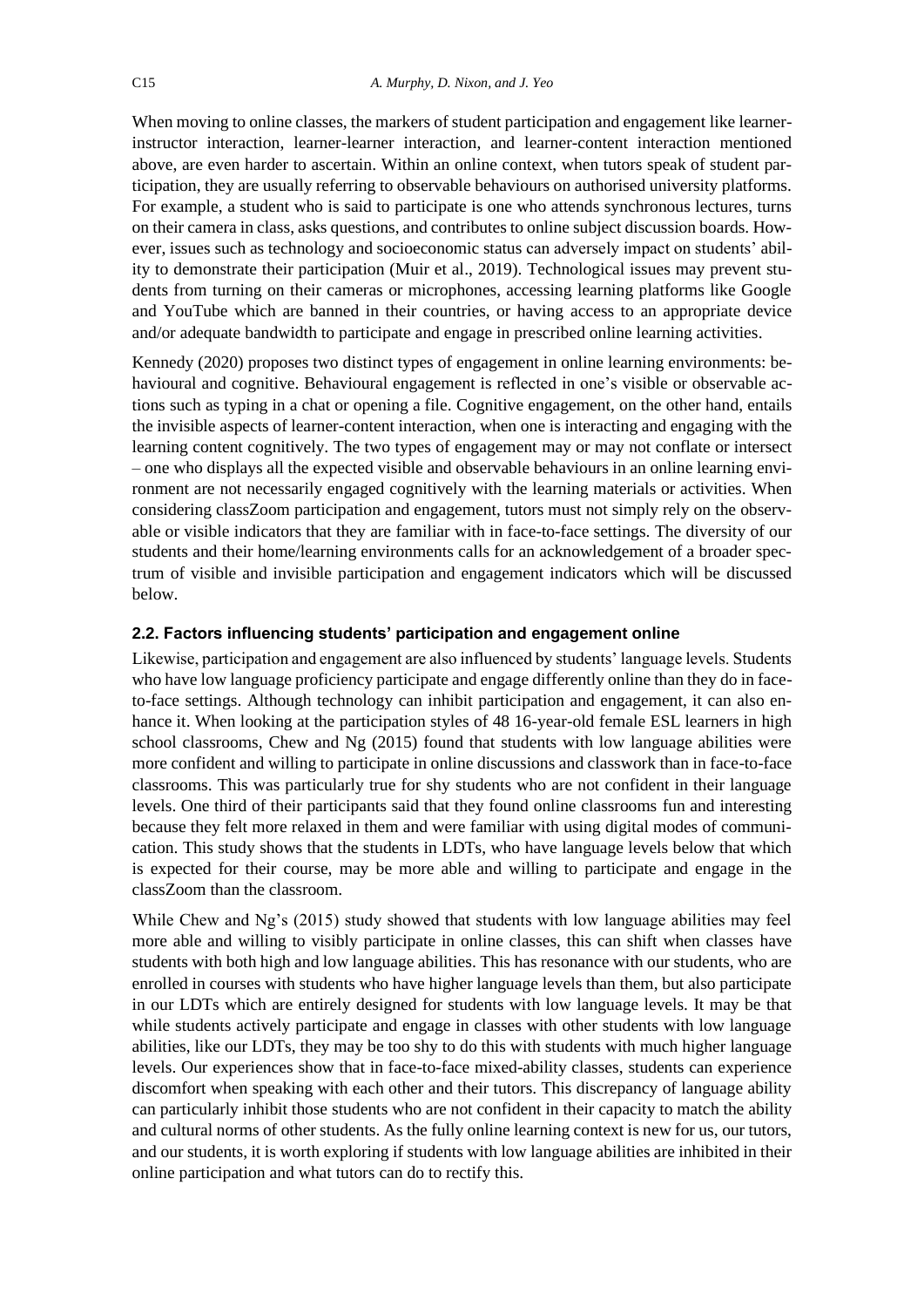When moving to online classes, the markers of student participation and engagement like learner-instructor interaction, learner-learner interaction, and learner-content interaction mentioned above, are even harder to ascertain. Within an online context, when tutors speak of student participation, they are usually referring to observable behaviours on authorised university platforms. For example, a student who is said to participate is one who attends synchronous lectures, turns on their camera in class, asks questions, and contributes to online subject discussion boards. However, issues such as technology and socioeconomic status can adversely impact on students' ability to demonstrate their participation (Muir et al., 2019). Technological issues may prevent students from turning on their cameras or microphones, accessing learning platforms like Google and YouTube which are banned in their countries, or having access to an appropriate device and/or adequate bandwidth to participate and engage in prescribed online learning activities.

Kennedy (2020) proposes two distinct types of engagement in online learning environments: behavioural and cognitive. Behavioural engagement is reflected in one's visible or observable actions such as typing in a chat or opening a file. Cognitive engagement, on the other hand, entails the invisible aspects of learner-content interaction, when one is interacting and engaging with the learning content cognitively. The two types of engagement may or may not conflate or intersect – one who displays all the expected visible and observable behaviours in an online learning environment are not necessarily engaged cognitively with the learning materials or activities. When considering classZoom participation and engagement, tutors must not simply rely on the observable or visible indicators that they are familiar with in face-to-face settings. The diversity of our students and their home/learning environments calls for an acknowledgement of a broader spectrum of visible and invisible participation and engagement indicators which will be discussed below.

### 2.2. Factors influencing students' participation and engagement online

Likewise, participation and engagement are also influenced by students' language levels. Students who have low language proficiency participate and engage differently online than they do in face-to-face settings. Although technology can inhibit participation and engagement, it can also enhance it. When looking at the participation styles of 48 16-year-old female ESL learners in high school classrooms, Chew and Ng (2015) found that students with low language abilities were more confident and willing to participate in online discussions and classwork than in face-to-face classrooms. This was particularly true for shy students who are not confident in their language levels. One third of their participants said that they found online classrooms fun and interesting because they felt more relaxed in them and were familiar with using digital modes of communication. This study shows that the students in LDTs, who have language levels below that which is expected for their course, may be more able and willing to participate and engage in the classZoom than the classroom.

While Chew and Ng's (2015) study showed that students with low language abilities may feel more able and willing to visibly participate in online classes, this can shift when classes have students with both high and low language abilities. This has resonance with our students, who are enrolled in courses with students who have higher language levels than them, but also participate in our LDTs which are entirely designed for students with low language levels. It may be that while students actively participate and engage in classes with other students with low language abilities, like our LDTs, they may be too shy to do this with students with much higher language levels. Our experiences show that in face-to-face mixed-ability classes, students can experience discomfort when speaking with each other and their tutors. This discrepancy of language ability can particularly inhibit those students who are not confident in their capacity to match the ability and cultural norms of other students. As the fully online learning context is new for us, our tutors, and our students, it is worth exploring if students with low language abilities are inhibited in their online participation and what tutors can do to rectify this.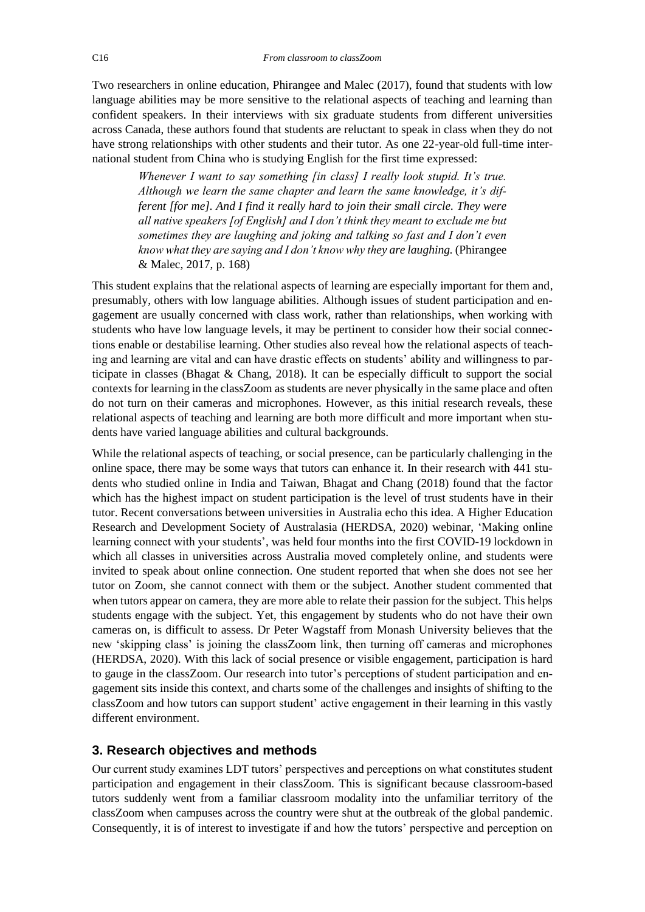Two researchers in online education, Phirangee and Malec (2017), found that students with low language abilities may be more sensitive to the relational aspects of teaching and learning than confident speakers. In their interviews with six graduate students from different universities across Canada, these authors found that students are reluctant to speak in class when they do not have strong relationships with other students and their tutor. As one 22-year-old full-time international student from China who is studying English for the first time expressed:

> *Whenever I want to say something [in class] I really look stupid. It's true. Although we learn the same chapter and learn the same knowledge, it's different [for me]. And I find it really hard to join their small circle. They were all native speakers [of English] and I don't think they meant to exclude me but sometimes they are laughing and joking and talking so fast and I don't even know what they are saying and I don't know why they are laughing.* (Phirangee & Malec, 2017, p. 168)

This student explains that the relational aspects of learning are especially important for them and, presumably, others with low language abilities. Although issues of student participation and engagement are usually concerned with class work, rather than relationships, when working with students who have low language levels, it may be pertinent to consider how their social connections enable or destabilise learning. Other studies also reveal how the relational aspects of teaching and learning are vital and can have drastic effects on students' ability and willingness to participate in classes (Bhagat & Chang, 2018). It can be especially difficult to support the social contexts for learning in the classZoom as students are never physically in the same place and often do not turn on their cameras and microphones. However, as this initial research reveals, these relational aspects of teaching and learning are both more difficult and more important when students have varied language abilities and cultural backgrounds.

While the relational aspects of teaching, or social presence, can be particularly challenging in the online space, there may be some ways that tutors can enhance it. In their research with 441 students who studied online in India and Taiwan, Bhagat and Chang (2018) found that the factor which has the highest impact on student participation is the level of trust students have in their tutor. Recent conversations between universities in Australia echo this idea. A Higher Education Research and Development Society of Australasia (HERDSA, 2020) webinar, 'Making online learning connect with your students', was held four months into the first COVID-19 lockdown in which all classes in universities across Australia moved completely online, and students were invited to speak about online connection. One student reported that when she does not see her tutor on Zoom, she cannot connect with them or the subject. Another student commented that when tutors appear on camera, they are more able to relate their passion for the subject. This helps students engage with the subject. Yet, this engagement by students who do not have their own cameras on, is difficult to assess. Dr Peter Wagstaff from Monash University believes that the new 'skipping class' is joining the classZoom link, then turning off cameras and microphones (HERDSA, 2020). With this lack of social presence or visible engagement, participation is hard to gauge in the classZoom. Our research into tutor's perceptions of student participation and engagement sits inside this context, and charts some of the challenges and insights of shifting to the classZoom and how tutors can support student' active engagement in their learning in this vastly different environment.

## 3. Research objectives and methods

Our current study examines LDT tutors' perspectives and perceptions on what constitutes student participation and engagement in their classZoom. This is significant because classroom-based tutors suddenly went from a familiar classroom modality into the unfamiliar territory of the classZoom when campuses across the country were shut at the outbreak of the global pandemic. Consequently, it is of interest to investigate if and how the tutors' perspective and perception on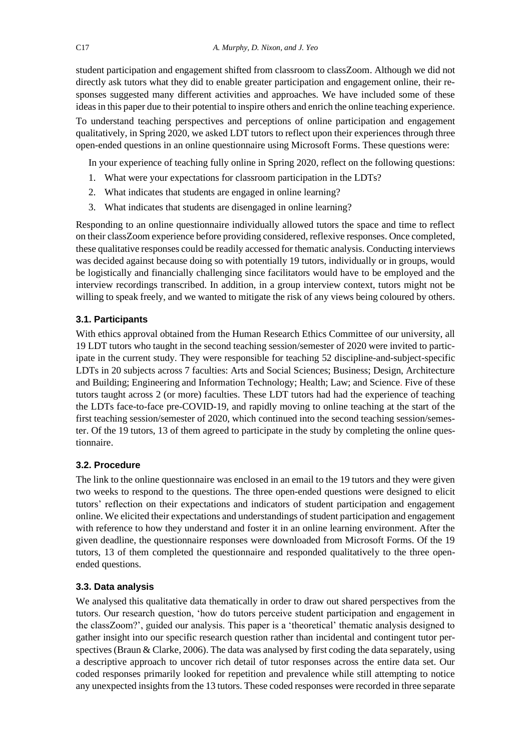student participation and engagement shifted from classroom to classZoom. Although we did not directly ask tutors what they did to enable greater participation and engagement online, their responses suggested many different activities and approaches. We have included some of these ideas in this paper due to their potential to inspire others and enrich the online teaching experience.

To understand teaching perspectives and perceptions of online participation and engagement qualitatively, in Spring 2020, we asked LDT tutors to reflect upon their experiences through three open-ended questions in an online questionnaire using Microsoft Forms. These questions were:

In your experience of teaching fully online in Spring 2020, reflect on the following questions:

1. What were your expectations for classroom participation in the LDTs?
2. What indicates that students are engaged in online learning?
3. What indicates that students are disengaged in online learning?

Responding to an online questionnaire individually allowed tutors the space and time to reflect on their classZoom experience before providing considered, reflexive responses. Once completed, these qualitative responses could be readily accessed for thematic analysis. Conducting interviews was decided against because doing so with potentially 19 tutors, individually or in groups, would be logistically and financially challenging since facilitators would have to be employed and the interview recordings transcribed. In addition, in a group interview context, tutors might not be willing to speak freely, and we wanted to mitigate the risk of any views being coloured by others.

### 3.1. Participants

With ethics approval obtained from the Human Research Ethics Committee of our university, all 19 LDT tutors who taught in the second teaching session/semester of 2020 were invited to participate in the current study. They were responsible for teaching 52 discipline-and-subject-specific LDTs in 20 subjects across 7 faculties: Arts and Social Sciences; Business; Design, Architecture and Building; Engineering and Information Technology; Health; Law; and Science. Five of these tutors taught across 2 (or more) faculties. These LDT tutors had had the experience of teaching the LDTs face-to-face pre-COVID-19, and rapidly moving to online teaching at the start of the first teaching session/semester of 2020, which continued into the second teaching session/semester. Of the 19 tutors, 13 of them agreed to participate in the study by completing the online questionnaire.

### 3.2. Procedure

The link to the online questionnaire was enclosed in an email to the 19 tutors and they were given two weeks to respond to the questions. The three open-ended questions were designed to elicit tutors' reflection on their expectations and indicators of student participation and engagement online. We elicited their expectations and understandings of student participation and engagement with reference to how they understand and foster it in an online learning environment. After the given deadline, the questionnaire responses were downloaded from Microsoft Forms. Of the 19 tutors, 13 of them completed the questionnaire and responded qualitatively to the three open-ended questions.

### 3.3. Data analysis

We analysed this qualitative data thematically in order to draw out shared perspectives from the tutors. Our research question, 'how do tutors perceive student participation and engagement in the classZoom?', guided our analysis. This paper is a 'theoretical' thematic analysis designed to gather insight into our specific research question rather than incidental and contingent tutor perspectives (Braun & Clarke, 2006). The data was analysed by first coding the data separately, using a descriptive approach to uncover rich detail of tutor responses across the entire data set. Our coded responses primarily looked for repetition and prevalence while still attempting to notice any unexpected insights from the 13 tutors. These coded responses were recorded in three separate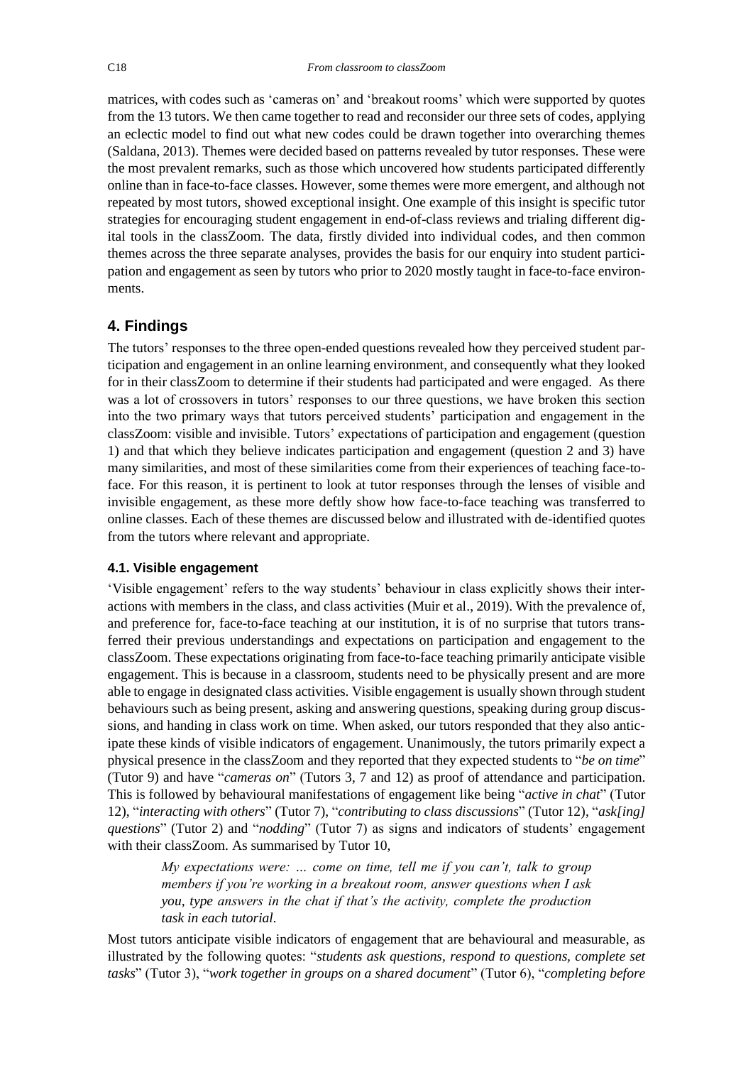matrices, with codes such as 'cameras on' and 'breakout rooms' which were supported by quotes from the 13 tutors. We then came together to read and reconsider our three sets of codes, applying an eclectic model to find out what new codes could be drawn together into overarching themes (Saldana, 2013). Themes were decided based on patterns revealed by tutor responses. These were the most prevalent remarks, such as those which uncovered how students participated differently online than in face-to-face classes. However, some themes were more emergent, and although not repeated by most tutors, showed exceptional insight. One example of this insight is specific tutor strategies for encouraging student engagement in end-of-class reviews and trialing different digital tools in the classZoom. The data, firstly divided into individual codes, and then common themes across the three separate analyses, provides the basis for our enquiry into student participation and engagement as seen by tutors who prior to 2020 mostly taught in face-to-face environments.

## 4. Findings

The tutors' responses to the three open-ended questions revealed how they perceived student participation and engagement in an online learning environment, and consequently what they looked for in their classZoom to determine if their students had participated and were engaged. As there was a lot of crossovers in tutors' responses to our three questions, we have broken this section into the two primary ways that tutors perceived students' participation and engagement in the classZoom: visible and invisible. Tutors' expectations of participation and engagement (question 1) and that which they believe indicates participation and engagement (question 2 and 3) have many similarities, and most of these similarities come from their experiences of teaching face-to-face. For this reason, it is pertinent to look at tutor responses through the lenses of visible and invisible engagement, as these more deftly show how face-to-face teaching was transferred to online classes. Each of these themes are discussed below and illustrated with de-identified quotes from the tutors where relevant and appropriate.

### 4.1. Visible engagement

'Visible engagement' refers to the way students' behaviour in class explicitly shows their interactions with members in the class, and class activities (Muir et al., 2019). With the prevalence of, and preference for, face-to-face teaching at our institution, it is of no surprise that tutors transferred their previous understandings and expectations on participation and engagement to the classZoom. These expectations originating from face-to-face teaching primarily anticipate visible engagement. This is because in a classroom, students need to be physically present and are more able to engage in designated class activities. Visible engagement is usually shown through student behaviours such as being present, asking and answering questions, speaking during group discussions, and handing in class work on time. When asked, our tutors responded that they also anticipate these kinds of visible indicators of engagement. Unanimously, the tutors primarily expect a physical presence in the classZoom and they reported that they expected students to "*be on time*" (Tutor 9) and have "*cameras on*" (Tutors 3, 7 and 12) as proof of attendance and participation. This is followed by behavioural manifestations of engagement like being "*active in chat*" (Tutor 12), "*interacting with others*" (Tutor 7), "*contributing to class discussions*" (Tutor 12), "*ask[ing] questions*" (Tutor 2) and "*nodding*" (Tutor 7) as signs and indicators of students' engagement with their classZoom. As summarised by Tutor 10,

> *My expectations were: … come on time, tell me if you can't, talk to group members if you're working in a breakout room, answer questions when I ask you, type answers in the chat if that's the activity, complete the production task in each tutorial.*

Most tutors anticipate visible indicators of engagement that are behavioural and measurable, as illustrated by the following quotes: "*students ask questions, respond to questions, complete set tasks*" (Tutor 3), "*work together in groups on a shared document*" (Tutor 6), "*completing before*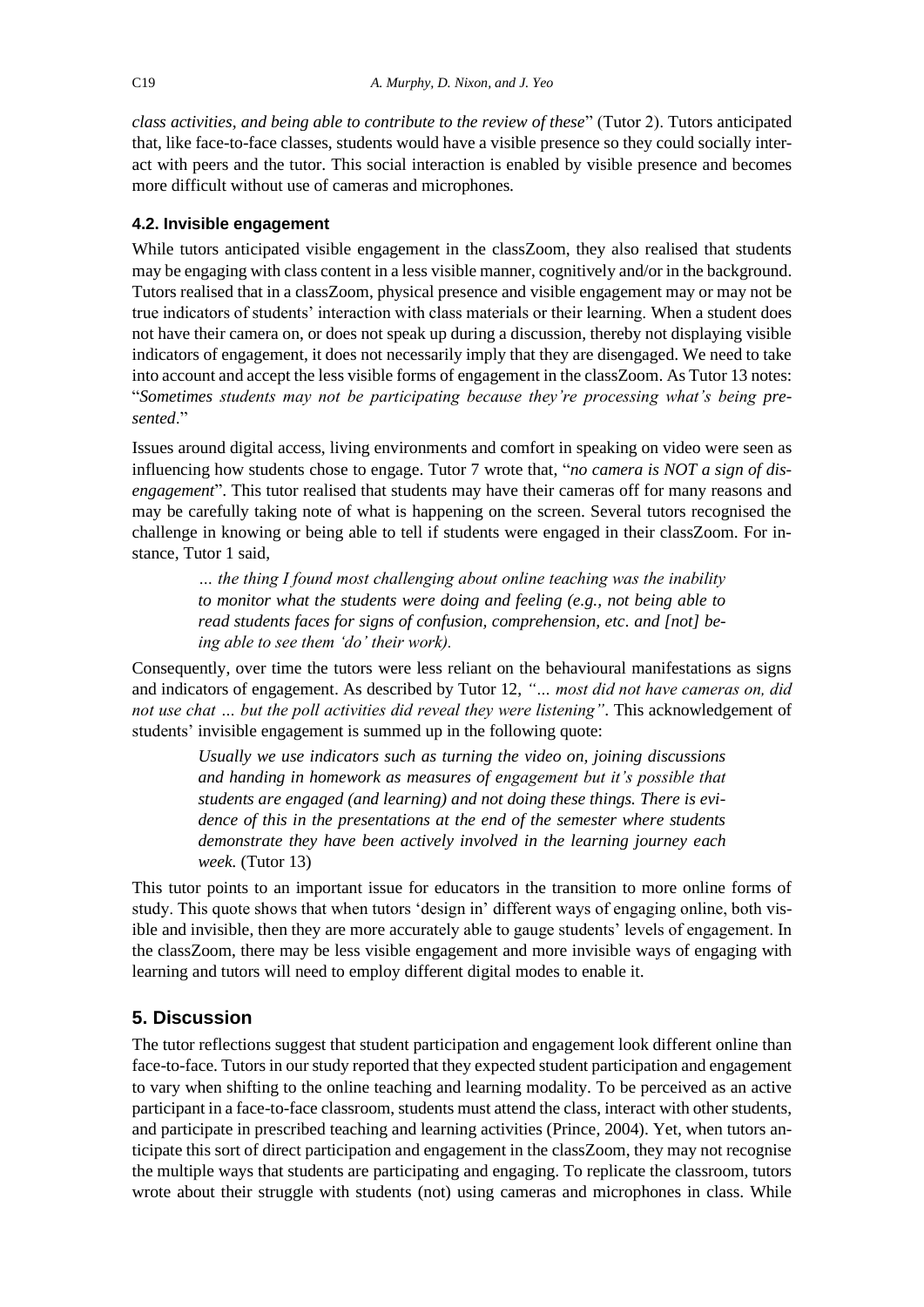*class activities, and being able to contribute to the review of these*" (Tutor 2). Tutors anticipated that, like face-to-face classes, students would have a visible presence so they could socially interact with peers and the tutor. This social interaction is enabled by visible presence and becomes more difficult without use of cameras and microphones.

### 4.2. Invisible engagement

While tutors anticipated visible engagement in the classZoom, they also realised that students may be engaging with class content in a less visible manner, cognitively and/or in the background. Tutors realised that in a classZoom, physical presence and visible engagement may or may not be true indicators of students' interaction with class materials or their learning. When a student does not have their camera on, or does not speak up during a discussion, thereby not displaying visible indicators of engagement, it does not necessarily imply that they are disengaged. We need to take into account and accept the less visible forms of engagement in the classZoom. As Tutor 13 notes: "*Sometimes students may not be participating because they're processing what's being presented*."

Issues around digital access, living environments and comfort in speaking on video were seen as influencing how students chose to engage. Tutor 7 wrote that, "*no camera is NOT a sign of disengagement*". This tutor realised that students may have their cameras off for many reasons and may be carefully taking note of what is happening on the screen. Several tutors recognised the challenge in knowing or being able to tell if students were engaged in their classZoom. For instance, Tutor 1 said,

> *… the thing I found most challenging about online teaching was the inability to monitor what the students were doing and feeling (e.g., not being able to read students faces for signs of confusion, comprehension, etc. and [not] being able to see them 'do' their work).*

Consequently, over time the tutors were less reliant on the behavioural manifestations as signs and indicators of engagement. As described by Tutor 12, *"… most did not have cameras on, did not use chat … but the poll activities did reveal they were listening"*. This acknowledgement of students' invisible engagement is summed up in the following quote:

> *Usually we use indicators such as turning the video on, joining discussions and handing in homework as measures of engagement but it's possible that students are engaged (and learning) and not doing these things. There is evidence of this in the presentations at the end of the semester where students demonstrate they have been actively involved in the learning journey each week.* (Tutor 13)

This tutor points to an important issue for educators in the transition to more online forms of study. This quote shows that when tutors 'design in' different ways of engaging online, both visible and invisible, then they are more accurately able to gauge students' levels of engagement. In the classZoom, there may be less visible engagement and more invisible ways of engaging with learning and tutors will need to employ different digital modes to enable it.

## 5. Discussion

The tutor reflections suggest that student participation and engagement look different online than face-to-face. Tutors in our study reported that they expected student participation and engagement to vary when shifting to the online teaching and learning modality. To be perceived as an active participant in a face-to-face classroom, students must attend the class, interact with other students, and participate in prescribed teaching and learning activities (Prince, 2004). Yet, when tutors anticipate this sort of direct participation and engagement in the classZoom, they may not recognise the multiple ways that students are participating and engaging. To replicate the classroom, tutors wrote about their struggle with students (not) using cameras and microphones in class. While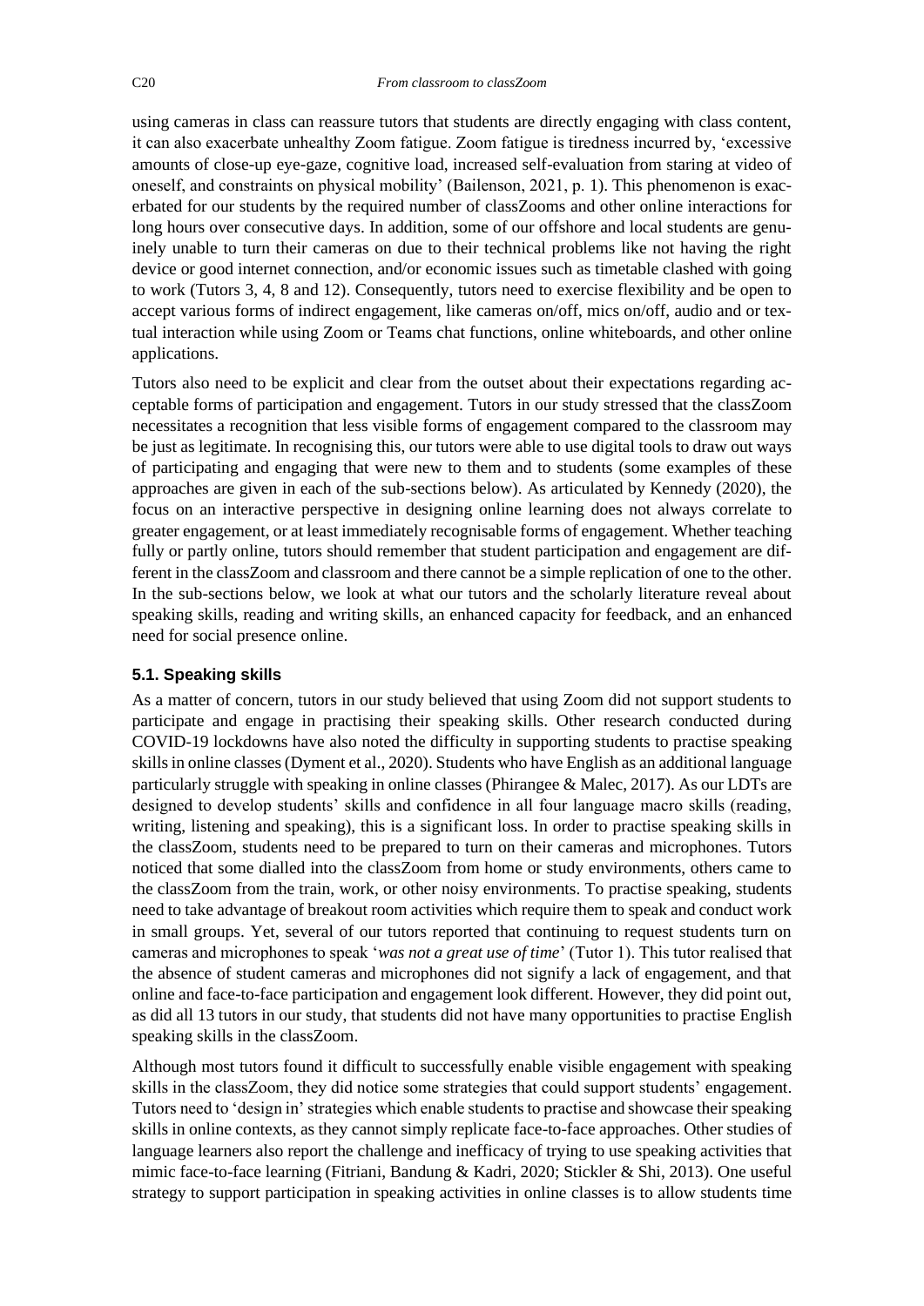using cameras in class can reassure tutors that students are directly engaging with class content, it can also exacerbate unhealthy Zoom fatigue. Zoom fatigue is tiredness incurred by, 'excessive amounts of close-up eye-gaze, cognitive load, increased self-evaluation from staring at video of oneself, and constraints on physical mobility' (Bailenson, 2021, p. 1). This phenomenon is exacerbated for our students by the required number of classZooms and other online interactions for long hours over consecutive days. In addition, some of our offshore and local students are genuinely unable to turn their cameras on due to their technical problems like not having the right device or good internet connection, and/or economic issues such as timetable clashed with going to work (Tutors 3, 4, 8 and 12). Consequently, tutors need to exercise flexibility and be open to accept various forms of indirect engagement, like cameras on/off, mics on/off, audio and or textual interaction while using Zoom or Teams chat functions, online whiteboards, and other online applications.

Tutors also need to be explicit and clear from the outset about their expectations regarding acceptable forms of participation and engagement. Tutors in our study stressed that the classZoom necessitates a recognition that less visible forms of engagement compared to the classroom may be just as legitimate. In recognising this, our tutors were able to use digital tools to draw out ways of participating and engaging that were new to them and to students (some examples of these approaches are given in each of the sub-sections below). As articulated by Kennedy (2020), the focus on an interactive perspective in designing online learning does not always correlate to greater engagement, or at least immediately recognisable forms of engagement. Whether teaching fully or partly online, tutors should remember that student participation and engagement are different in the classZoom and classroom and there cannot be a simple replication of one to the other. In the sub-sections below, we look at what our tutors and the scholarly literature reveal about speaking skills, reading and writing skills, an enhanced capacity for feedback, and an enhanced need for social presence online.

### 5.1. Speaking skills

As a matter of concern, tutors in our study believed that using Zoom did not support students to participate and engage in practising their speaking skills. Other research conducted during COVID-19 lockdowns have also noted the difficulty in supporting students to practise speaking skills in online classes (Dyment et al., 2020). Students who have English as an additional language particularly struggle with speaking in online classes (Phirangee & Malec, 2017). As our LDTs are designed to develop students' skills and confidence in all four language macro skills (reading, writing, listening and speaking), this is a significant loss. In order to practise speaking skills in the classZoom, students need to be prepared to turn on their cameras and microphones. Tutors noticed that some dialled into the classZoom from home or study environments, others came to the classZoom from the train, work, or other noisy environments. To practise speaking, students need to take advantage of breakout room activities which require them to speak and conduct work in small groups. Yet, several of our tutors reported that continuing to request students turn on cameras and microphones to speak '*was not a great use of time*' (Tutor 1). This tutor realised that the absence of student cameras and microphones did not signify a lack of engagement, and that online and face-to-face participation and engagement look different. However, they did point out, as did all 13 tutors in our study, that students did not have many opportunities to practise English speaking skills in the classZoom.

Although most tutors found it difficult to successfully enable visible engagement with speaking skills in the classZoom, they did notice some strategies that could support students' engagement. Tutors need to 'design in' strategies which enable students to practise and showcase their speaking skills in online contexts, as they cannot simply replicate face-to-face approaches. Other studies of language learners also report the challenge and inefficacy of trying to use speaking activities that mimic face-to-face learning (Fitriani, Bandung & Kadri, 2020; Stickler & Shi, 2013). One useful strategy to support participation in speaking activities in online classes is to allow students time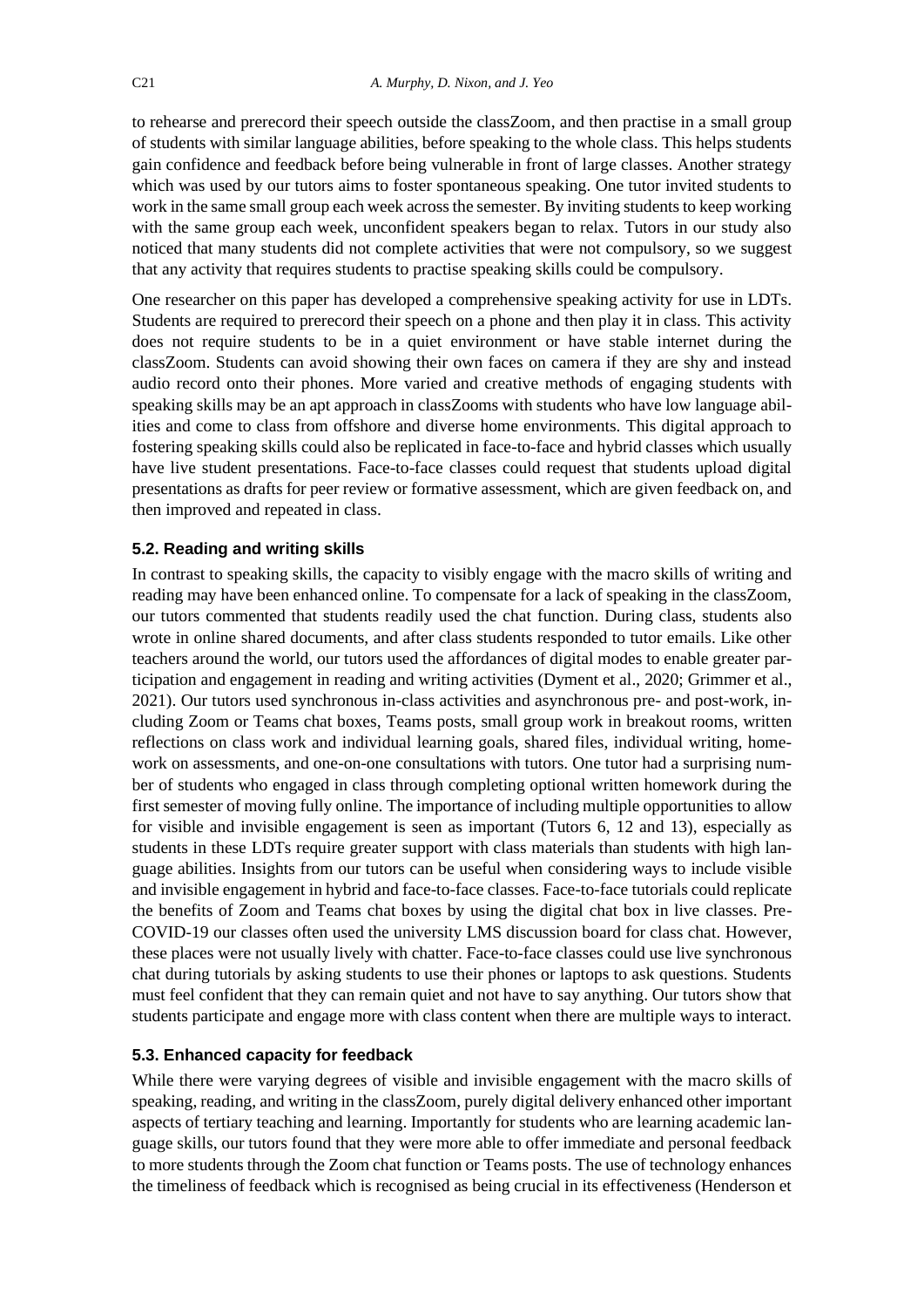to rehearse and prerecord their speech outside the classZoom, and then practise in a small group of students with similar language abilities, before speaking to the whole class. This helps students gain confidence and feedback before being vulnerable in front of large classes. Another strategy which was used by our tutors aims to foster spontaneous speaking. One tutor invited students to work in the same small group each week across the semester. By inviting students to keep working with the same group each week, unconfident speakers began to relax. Tutors in our study also noticed that many students did not complete activities that were not compulsory, so we suggest that any activity that requires students to practise speaking skills could be compulsory.

One researcher on this paper has developed a comprehensive speaking activity for use in LDTs. Students are required to prerecord their speech on a phone and then play it in class. This activity does not require students to be in a quiet environment or have stable internet during the classZoom. Students can avoid showing their own faces on camera if they are shy and instead audio record onto their phones. More varied and creative methods of engaging students with speaking skills may be an apt approach in classZooms with students who have low language abilities and come to class from offshore and diverse home environments. This digital approach to fostering speaking skills could also be replicated in face-to-face and hybrid classes which usually have live student presentations. Face-to-face classes could request that students upload digital presentations as drafts for peer review or formative assessment, which are given feedback on, and then improved and repeated in class.

### 5.2. Reading and writing skills

In contrast to speaking skills, the capacity to visibly engage with the macro skills of writing and reading may have been enhanced online. To compensate for a lack of speaking in the classZoom, our tutors commented that students readily used the chat function. During class, students also wrote in online shared documents, and after class students responded to tutor emails. Like other teachers around the world, our tutors used the affordances of digital modes to enable greater participation and engagement in reading and writing activities (Dyment et al., 2020; Grimmer et al., 2021). Our tutors used synchronous in-class activities and asynchronous pre- and post-work, including Zoom or Teams chat boxes, Teams posts, small group work in breakout rooms, written reflections on class work and individual learning goals, shared files, individual writing, homework on assessments, and one-on-one consultations with tutors. One tutor had a surprising number of students who engaged in class through completing optional written homework during the first semester of moving fully online. The importance of including multiple opportunities to allow for visible and invisible engagement is seen as important (Tutors 6, 12 and 13), especially as students in these LDTs require greater support with class materials than students with high language abilities. Insights from our tutors can be useful when considering ways to include visible and invisible engagement in hybrid and face-to-face classes. Face-to-face tutorials could replicate the benefits of Zoom and Teams chat boxes by using the digital chat box in live classes. Pre-COVID-19 our classes often used the university LMS discussion board for class chat. However, these places were not usually lively with chatter. Face-to-face classes could use live synchronous chat during tutorials by asking students to use their phones or laptops to ask questions. Students must feel confident that they can remain quiet and not have to say anything. Our tutors show that students participate and engage more with class content when there are multiple ways to interact.

### 5.3. Enhanced capacity for feedback

While there were varying degrees of visible and invisible engagement with the macro skills of speaking, reading, and writing in the classZoom, purely digital delivery enhanced other important aspects of tertiary teaching and learning. Importantly for students who are learning academic language skills, our tutors found that they were more able to offer immediate and personal feedback to more students through the Zoom chat function or Teams posts. The use of technology enhances the timeliness of feedback which is recognised as being crucial in its effectiveness (Henderson et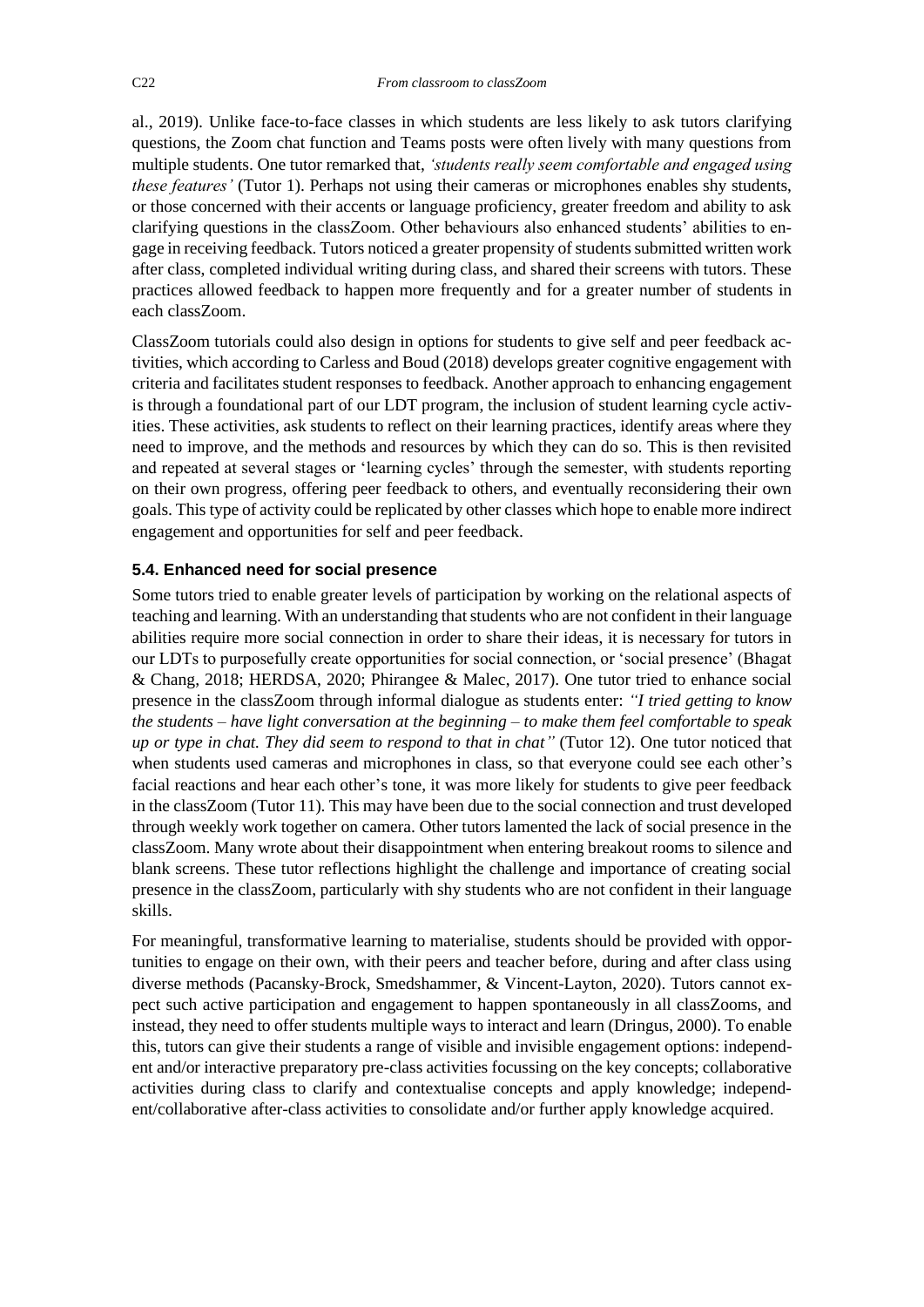al., 2019). Unlike face-to-face classes in which students are less likely to ask tutors clarifying questions, the Zoom chat function and Teams posts were often lively with many questions from multiple students. One tutor remarked that, *'students really seem comfortable and engaged using these features'* (Tutor 1). Perhaps not using their cameras or microphones enables shy students, or those concerned with their accents or language proficiency, greater freedom and ability to ask clarifying questions in the classZoom. Other behaviours also enhanced students' abilities to engage in receiving feedback. Tutors noticed a greater propensity of students submitted written work after class, completed individual writing during class, and shared their screens with tutors. These practices allowed feedback to happen more frequently and for a greater number of students in each classZoom.

ClassZoom tutorials could also design in options for students to give self and peer feedback activities, which according to Carless and Boud (2018) develops greater cognitive engagement with criteria and facilitates student responses to feedback. Another approach to enhancing engagement is through a foundational part of our LDT program, the inclusion of student learning cycle activities. These activities, ask students to reflect on their learning practices, identify areas where they need to improve, and the methods and resources by which they can do so. This is then revisited and repeated at several stages or 'learning cycles' through the semester, with students reporting on their own progress, offering peer feedback to others, and eventually reconsidering their own goals. This type of activity could be replicated by other classes which hope to enable more indirect engagement and opportunities for self and peer feedback.

### 5.4. Enhanced need for social presence

Some tutors tried to enable greater levels of participation by working on the relational aspects of teaching and learning. With an understanding that students who are not confident in their language abilities require more social connection in order to share their ideas, it is necessary for tutors in our LDTs to purposefully create opportunities for social connection, or 'social presence' (Bhagat & Chang, 2018; HERDSA, 2020; Phirangee & Malec, 2017). One tutor tried to enhance social presence in the classZoom through informal dialogue as students enter: *"I tried getting to know the students – have light conversation at the beginning – to make them feel comfortable to speak up or type in chat. They did seem to respond to that in chat"* (Tutor 12). One tutor noticed that when students used cameras and microphones in class, so that everyone could see each other's facial reactions and hear each other's tone, it was more likely for students to give peer feedback in the classZoom (Tutor 11). This may have been due to the social connection and trust developed through weekly work together on camera. Other tutors lamented the lack of social presence in the classZoom. Many wrote about their disappointment when entering breakout rooms to silence and blank screens. These tutor reflections highlight the challenge and importance of creating social presence in the classZoom, particularly with shy students who are not confident in their language skills.

For meaningful, transformative learning to materialise, students should be provided with opportunities to engage on their own, with their peers and teacher before, during and after class using diverse methods (Pacansky-Brock, Smedshammer, & Vincent-Layton, 2020). Tutors cannot expect such active participation and engagement to happen spontaneously in all classZooms, and instead, they need to offer students multiple ways to interact and learn (Dringus, 2000). To enable this, tutors can give their students a range of visible and invisible engagement options: independent and/or interactive preparatory pre-class activities focussing on the key concepts; collaborative activities during class to clarify and contextualise concepts and apply knowledge; independent/collaborative after-class activities to consolidate and/or further apply knowledge acquired.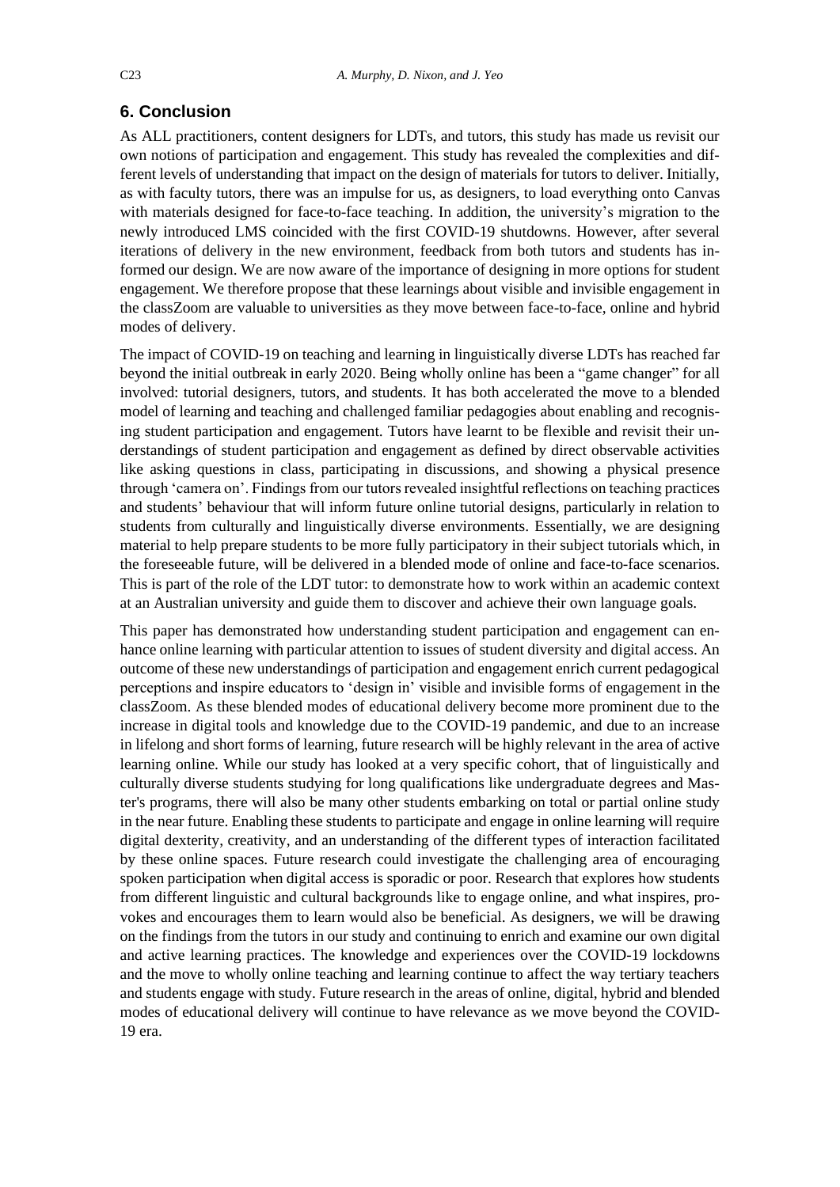## 6. Conclusion

As ALL practitioners, content designers for LDTs, and tutors, this study has made us revisit our own notions of participation and engagement. This study has revealed the complexities and different levels of understanding that impact on the design of materials for tutors to deliver. Initially, as with faculty tutors, there was an impulse for us, as designers, to load everything onto Canvas with materials designed for face-to-face teaching. In addition, the university's migration to the newly introduced LMS coincided with the first COVID-19 shutdowns. However, after several iterations of delivery in the new environment, feedback from both tutors and students has informed our design. We are now aware of the importance of designing in more options for student engagement. We therefore propose that these learnings about visible and invisible engagement in the classZoom are valuable to universities as they move between face-to-face, online and hybrid modes of delivery.

The impact of COVID-19 on teaching and learning in linguistically diverse LDTs has reached far beyond the initial outbreak in early 2020. Being wholly online has been a "game changer" for all involved: tutorial designers, tutors, and students. It has both accelerated the move to a blended model of learning and teaching and challenged familiar pedagogies about enabling and recognising student participation and engagement. Tutors have learnt to be flexible and revisit their understandings of student participation and engagement as defined by direct observable activities like asking questions in class, participating in discussions, and showing a physical presence through 'camera on'. Findings from our tutors revealed insightful reflections on teaching practices and students' behaviour that will inform future online tutorial designs, particularly in relation to students from culturally and linguistically diverse environments. Essentially, we are designing material to help prepare students to be more fully participatory in their subject tutorials which, in the foreseeable future, will be delivered in a blended mode of online and face-to-face scenarios. This is part of the role of the LDT tutor: to demonstrate how to work within an academic context at an Australian university and guide them to discover and achieve their own language goals.

This paper has demonstrated how understanding student participation and engagement can enhance online learning with particular attention to issues of student diversity and digital access. An outcome of these new understandings of participation and engagement enrich current pedagogical perceptions and inspire educators to 'design in' visible and invisible forms of engagement in the classZoom. As these blended modes of educational delivery become more prominent due to the increase in digital tools and knowledge due to the COVID-19 pandemic, and due to an increase in lifelong and short forms of learning, future research will be highly relevant in the area of active learning online. While our study has looked at a very specific cohort, that of linguistically and culturally diverse students studying for long qualifications like undergraduate degrees and Master's programs, there will also be many other students embarking on total or partial online study in the near future. Enabling these students to participate and engage in online learning will require digital dexterity, creativity, and an understanding of the different types of interaction facilitated by these online spaces. Future research could investigate the challenging area of encouraging spoken participation when digital access is sporadic or poor. Research that explores how students from different linguistic and cultural backgrounds like to engage online, and what inspires, provokes and encourages them to learn would also be beneficial. As designers, we will be drawing on the findings from the tutors in our study and continuing to enrich and examine our own digital and active learning practices. The knowledge and experiences over the COVID-19 lockdowns and the move to wholly online teaching and learning continue to affect the way tertiary teachers and students engage with study. Future research in the areas of online, digital, hybrid and blended modes of educational delivery will continue to have relevance as we move beyond the COVID-19 era.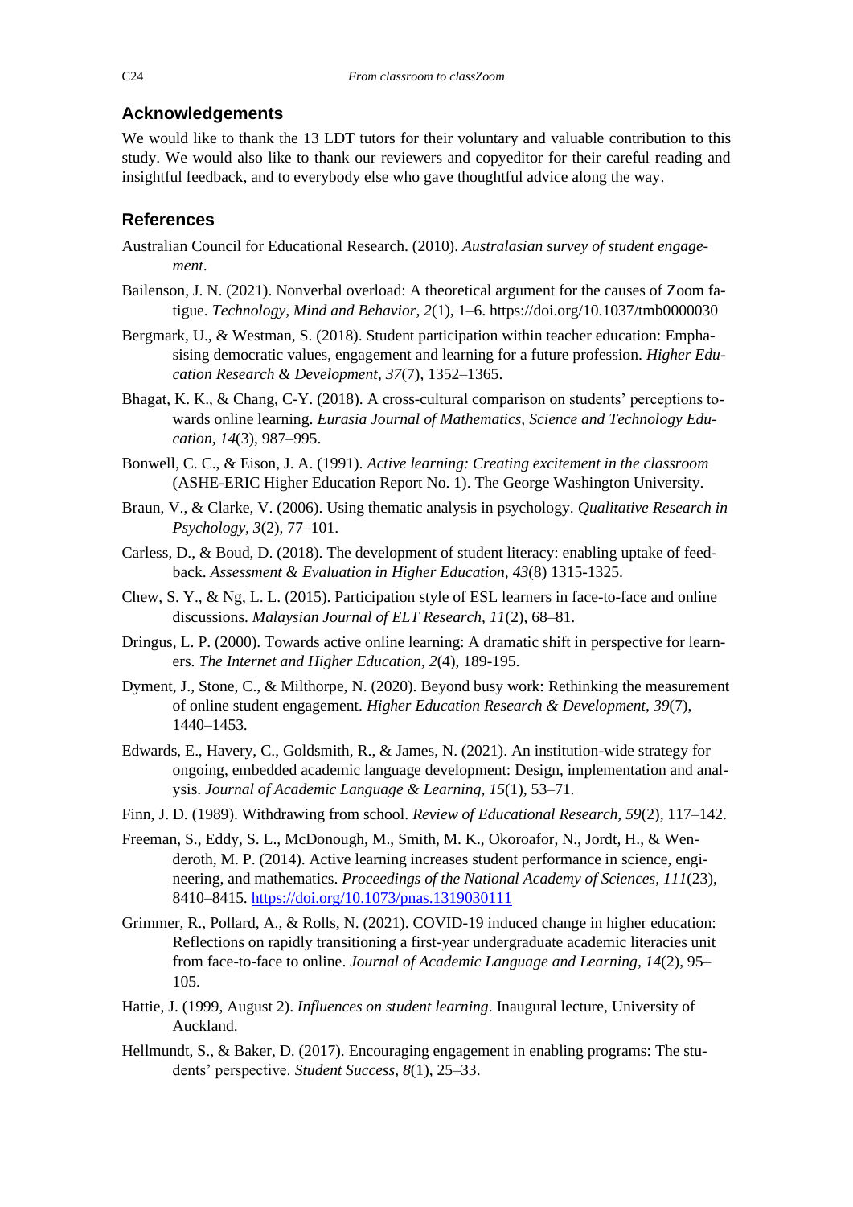## Acknowledgements

We would like to thank the 13 LDT tutors for their voluntary and valuable contribution to this study. We would also like to thank our reviewers and copyeditor for their careful reading and insightful feedback, and to everybody else who gave thoughtful advice along the way.

## References

Australian Council for Educational Research. (2010). *Australasian survey of student engagement*.

Bailenson, J. N. (2021). Nonverbal overload: A theoretical argument for the causes of Zoom fatigue. *Technology, Mind and Behavior, 2*(1), 1–6. https://doi.org/10.1037/tmb0000030

Bergmark, U., & Westman, S. (2018). Student participation within teacher education: Emphasising democratic values, engagement and learning for a future profession. *Higher Education Research & Development, 37*(7), 1352–1365.

Bhagat, K. K., & Chang, C-Y. (2018). A cross-cultural comparison on students' perceptions towards online learning. *Eurasia Journal of Mathematics, Science and Technology Education, 14*(3), 987–995.

Bonwell, C. C., & Eison, J. A. (1991). *Active learning: Creating excitement in the classroom* (ASHE-ERIC Higher Education Report No. 1). The George Washington University.

Braun, V., & Clarke, V. (2006). Using thematic analysis in psychology. *Qualitative Research in Psychology, 3*(2), 77–101.

Carless, D., & Boud, D. (2018). The development of student literacy: enabling uptake of feedback. *Assessment & Evaluation in Higher Education, 43*(8) 1315-1325.

Chew, S. Y., & Ng, L. L. (2015). Participation style of ESL learners in face-to-face and online discussions. *Malaysian Journal of ELT Research, 11*(2), 68–81.

Dringus, L. P. (2000). Towards active online learning: A dramatic shift in perspective for learners. *The Internet and Higher Education, 2*(4), 189-195.

Dyment, J., Stone, C., & Milthorpe, N. (2020). Beyond busy work: Rethinking the measurement of online student engagement. *Higher Education Research & Development, 39*(7), 1440–1453.

Edwards, E., Havery, C., Goldsmith, R., & James, N. (2021). An institution-wide strategy for ongoing, embedded academic language development: Design, implementation and analysis. *Journal of Academic Language & Learning, 15*(1), 53–71.

Finn, J. D. (1989). Withdrawing from school. *Review of Educational Research, 59*(2), 117–142.

Freeman, S., Eddy, S. L., McDonough, M., Smith, M. K., Okoroafor, N., Jordt, H., & Wenderoth, M. P. (2014). Active learning increases student performance in science, engineering, and mathematics. *Proceedings of the National Academy of Sciences, 111*(23), 8410–8415. https://doi.org/10.1073/pnas.1319030111

Grimmer, R., Pollard, A., & Rolls, N. (2021). COVID-19 induced change in higher education: Reflections on rapidly transitioning a first-year undergraduate academic literacies unit from face-to-face to online. *Journal of Academic Language and Learning, 14*(2), 95–105.

Hattie, J. (1999, August 2). *Influences on student learning*. Inaugural lecture, University of Auckland.

Hellmundt, S., & Baker, D. (2017). Encouraging engagement in enabling programs: The students' perspective. *Student Success, 8*(1), 25–33.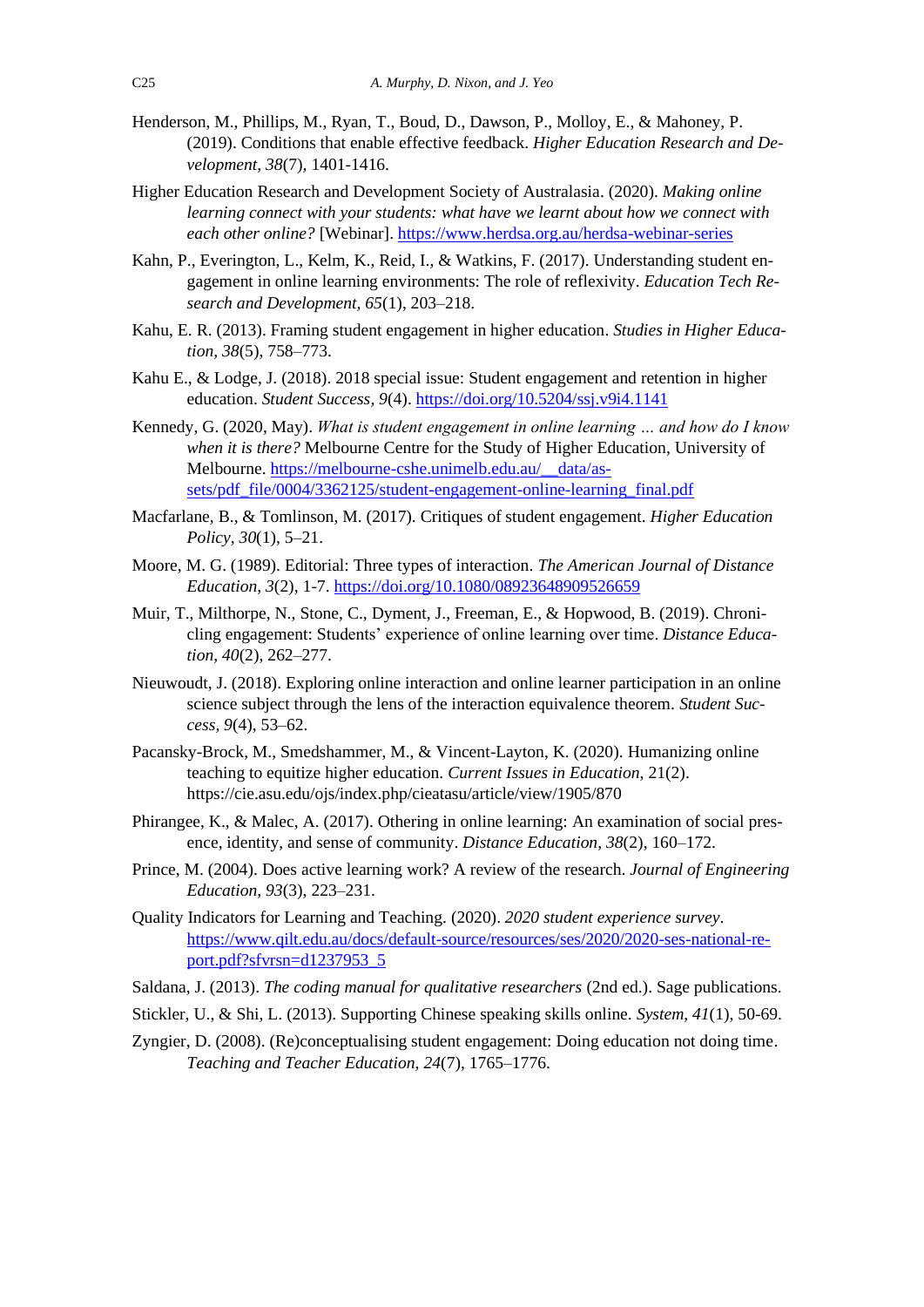Henderson, M., Phillips, M., Ryan, T., Boud, D., Dawson, P., Molloy, E., & Mahoney, P. (2019). Conditions that enable effective feedback. *Higher Education Research and Development, 38*(7), 1401-1416.

Higher Education Research and Development Society of Australasia. (2020). *Making online learning connect with your students: what have we learnt about how we connect with each other online?* [Webinar]. https://www.herdsa.org.au/herdsa-webinar-series

Kahn, P., Everington, L., Kelm, K., Reid, I., & Watkins, F. (2017). Understanding student engagement in online learning environments: The role of reflexivity. *Education Tech Research and Development, 65*(1), 203–218.

Kahu, E. R. (2013). Framing student engagement in higher education. *Studies in Higher Education, 38*(5), 758–773.

Kahu E., & Lodge, J. (2018). 2018 special issue: Student engagement and retention in higher education. *Student Success, 9*(4). https://doi.org/10.5204/ssj.v9i4.1141

Kennedy, G. (2020, May). *What is student engagement in online learning … and how do I know when it is there?* Melbourne Centre for the Study of Higher Education, University of Melbourne. https://melbourne-cshe.unimelb.edu.au/__data/assets/pdf_file/0004/3362125/student-engagement-online-learning_final.pdf

Macfarlane, B., & Tomlinson, M. (2017). Critiques of student engagement. *Higher Education Policy, 30*(1), 5–21.

Moore, M. G. (1989). Editorial: Three types of interaction. *The American Journal of Distance Education, 3*(2), 1-7. https://doi.org/10.1080/08923648909526659

Muir, T., Milthorpe, N., Stone, C., Dyment, J., Freeman, E., & Hopwood, B. (2019). Chronicling engagement: Students' experience of online learning over time. *Distance Education, 40*(2), 262–277.

Nieuwoudt, J. (2018). Exploring online interaction and online learner participation in an online science subject through the lens of the interaction equivalence theorem. *Student Success, 9*(4), 53–62.

Pacansky-Brock, M., Smedshammer, M., & Vincent-Layton, K. (2020). Humanizing online teaching to equitize higher education. *Current Issues in Education*, 21(2). https://cie.asu.edu/ojs/index.php/cieatasu/article/view/1905/870

Phirangee, K., & Malec, A. (2017). Othering in online learning: An examination of social presence, identity, and sense of community. *Distance Education, 38*(2), 160–172.

Prince, M. (2004). Does active learning work? A review of the research. *Journal of Engineering Education, 93*(3), 223–231.

Quality Indicators for Learning and Teaching. (2020). *2020 student experience survey*. https://www.qilt.edu.au/docs/default-source/resources/ses/2020/2020-ses-national-report.pdf?sfvrsn=d1237953_5

Saldana, J. (2013). *The coding manual for qualitative researchers* (2nd ed.). Sage publications.

Stickler, U., & Shi, L. (2013). Supporting Chinese speaking skills online. *System, 41*(1), 50-69.

Zyngier, D. (2008). (Re)conceptualising student engagement: Doing education not doing time. *Teaching and Teacher Education, 24*(7), 1765–1776.